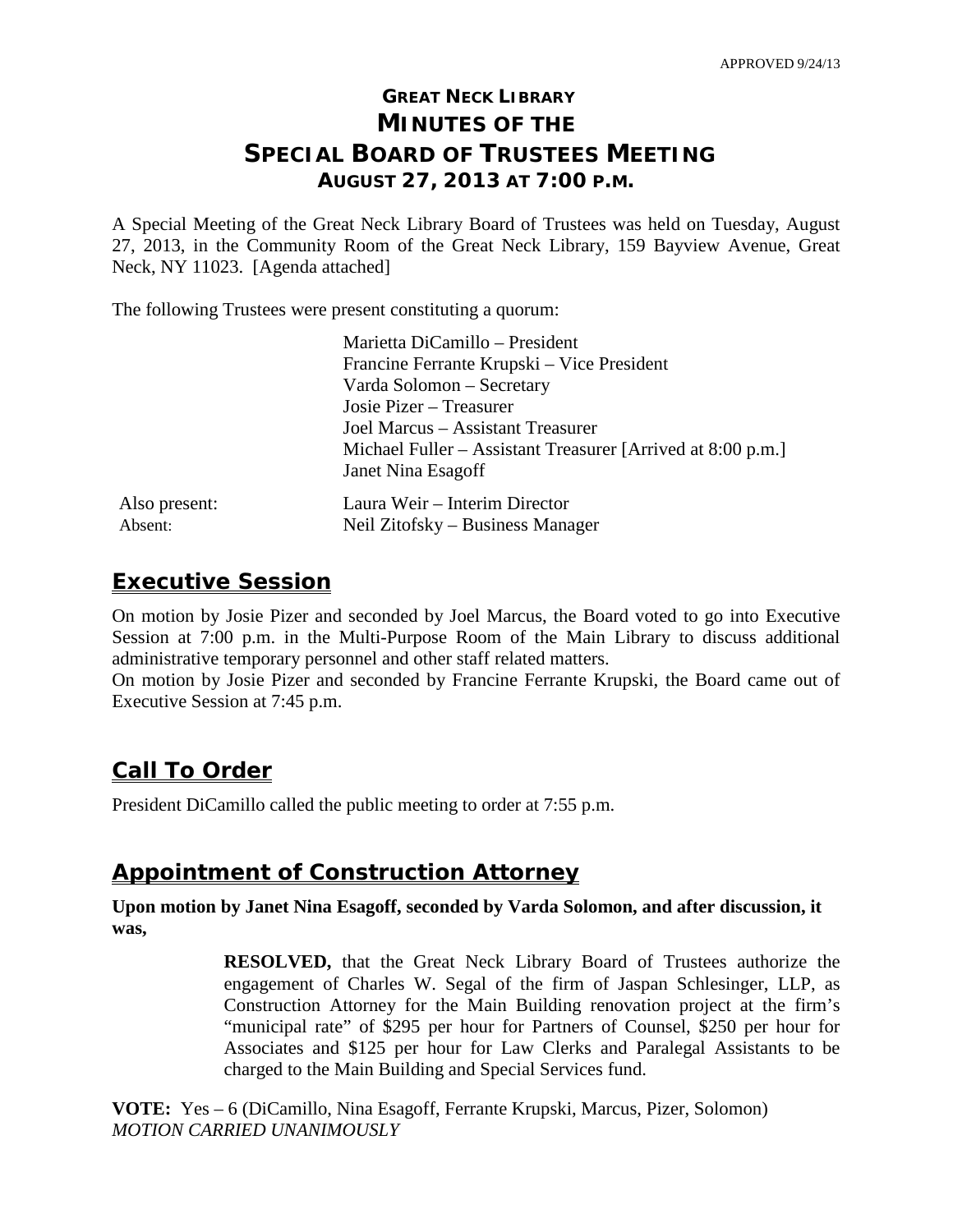APPROVED 9/24/13

# GREAT NECK LIBRARY
# MINUTES OF THE
# SPECIAL BOARD OF TRUSTEES MEETING
## AUGUST 27, 2013 AT 7:00 P.M.

A Special Meeting of the Great Neck Library Board of Trustees was held on Tuesday, August 27, 2013, in the Community Room of the Great Neck Library, 159 Bayview Avenue, Great Neck, NY 11023. [Agenda attached]

The following Trustees were present constituting a quorum:

Marietta DiCamillo – President
Francine Ferrante Krupski – Vice President
Varda Solomon – Secretary
Josie Pizer – Treasurer
Joel Marcus – Assistant Treasurer
Michael Fuller – Assistant Treasurer [Arrived at 8:00 p.m.]
Janet Nina Esagoff

Also present: Laura Weir – Interim Director
Absent: Neil Zitofsky – Business Manager

## Executive Session

On motion by Josie Pizer and seconded by Joel Marcus, the Board voted to go into Executive Session at 7:00 p.m. in the Multi-Purpose Room of the Main Library to discuss additional administrative temporary personnel and other staff related matters.
On motion by Josie Pizer and seconded by Francine Ferrante Krupski, the Board came out of Executive Session at 7:45 p.m.

## Call To Order

President DiCamillo called the public meeting to order at 7:55 p.m.

## Appointment of Construction Attorney

**Upon motion by Janet Nina Esagoff, seconded by Varda Solomon, and after discussion, it was,**

> **RESOLVED,** that the Great Neck Library Board of Trustees authorize the engagement of Charles W. Segal of the firm of Jaspan Schlesinger, LLP, as Construction Attorney for the Main Building renovation project at the firm's "municipal rate" of $295 per hour for Partners of Counsel, $250 per hour for Associates and $125 per hour for Law Clerks and Paralegal Assistants to be charged to the Main Building and Special Services fund.

**VOTE:** Yes – 6 (DiCamillo, Nina Esagoff, Ferrante Krupski, Marcus, Pizer, Solomon)
*MOTION CARRIED UNANIMOUSLY*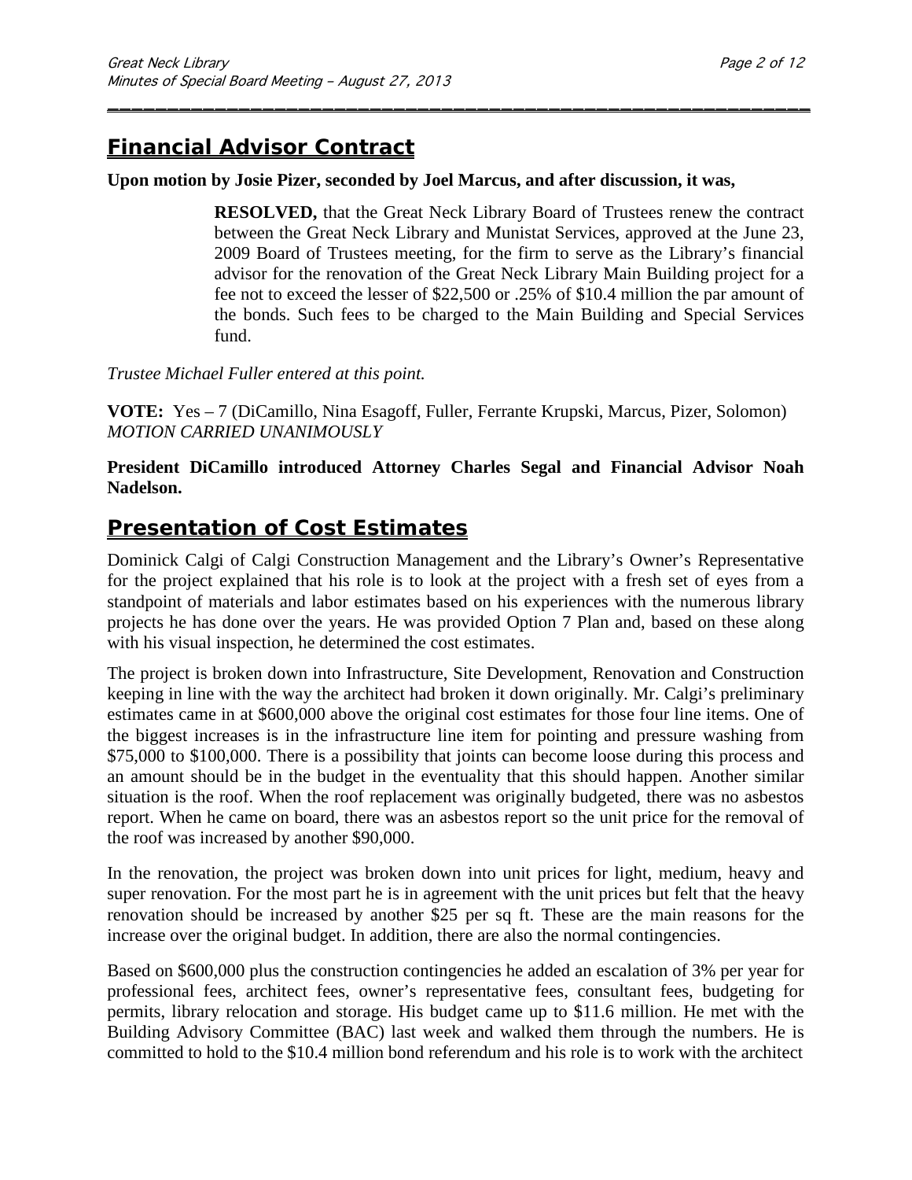## Financial Advisor Contract

**Upon motion by Josie Pizer, seconded by Joel Marcus, and after discussion, it was,**

> **RESOLVED,** that the Great Neck Library Board of Trustees renew the contract between the Great Neck Library and Munistat Services, approved at the June 23, 2009 Board of Trustees meeting, for the firm to serve as the Library's financial advisor for the renovation of the Great Neck Library Main Building project for a fee not to exceed the lesser of $22,500 or .25% of $10.4 million the par amount of the bonds. Such fees to be charged to the Main Building and Special Services fund.

*Trustee Michael Fuller entered at this point.*

**VOTE:** Yes – 7 (DiCamillo, Nina Esagoff, Fuller, Ferrante Krupski, Marcus, Pizer, Solomon)
*MOTION CARRIED UNANIMOUSLY*

**President DiCamillo introduced Attorney Charles Segal and Financial Advisor Noah Nadelson.**

## Presentation of Cost Estimates

Dominick Calgi of Calgi Construction Management and the Library's Owner's Representative for the project explained that his role is to look at the project with a fresh set of eyes from a standpoint of materials and labor estimates based on his experiences with the numerous library projects he has done over the years. He was provided Option 7 Plan and, based on these along with his visual inspection, he determined the cost estimates.

The project is broken down into Infrastructure, Site Development, Renovation and Construction keeping in line with the way the architect had broken it down originally. Mr. Calgi's preliminary estimates came in at $600,000 above the original cost estimates for those four line items. One of the biggest increases is in the infrastructure line item for pointing and pressure washing from $75,000 to $100,000. There is a possibility that joints can become loose during this process and an amount should be in the budget in the eventuality that this should happen. Another similar situation is the roof. When the roof replacement was originally budgeted, there was no asbestos report. When he came on board, there was an asbestos report so the unit price for the removal of the roof was increased by another $90,000.

In the renovation, the project was broken down into unit prices for light, medium, heavy and super renovation. For the most part he is in agreement with the unit prices but felt that the heavy renovation should be increased by another $25 per sq ft. These are the main reasons for the increase over the original budget. In addition, there are also the normal contingencies.

Based on $600,000 plus the construction contingencies he added an escalation of 3% per year for professional fees, architect fees, owner's representative fees, consultant fees, budgeting for permits, library relocation and storage. His budget came up to $11.6 million. He met with the Building Advisory Committee (BAC) last week and walked them through the numbers. He is committed to hold to the $10.4 million bond referendum and his role is to work with the architect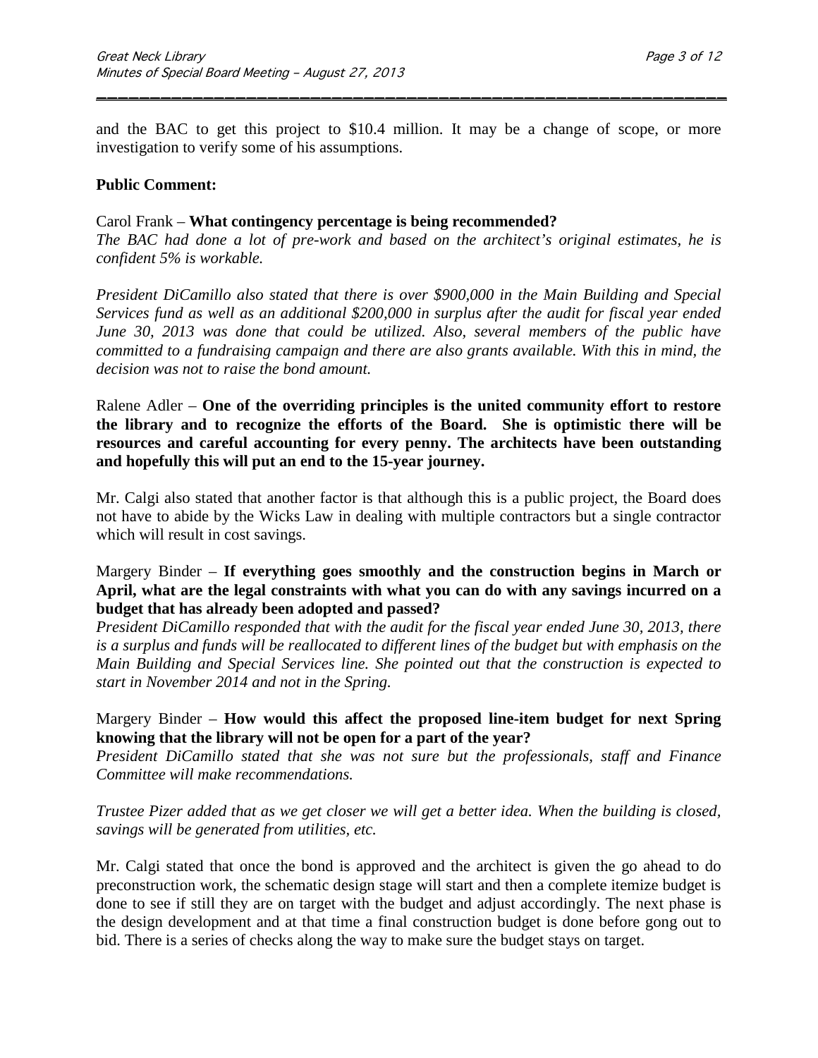and the BAC to get this project to $10.4 million. It may be a change of scope, or more investigation to verify some of his assumptions.

**Public Comment:**

Carol Frank – **What contingency percentage is being recommended?**
*The BAC had done a lot of pre-work and based on the architect's original estimates, he is confident 5% is workable.*

*President DiCamillo also stated that there is over $900,000 in the Main Building and Special Services fund as well as an additional $200,000 in surplus after the audit for fiscal year ended June 30, 2013 was done that could be utilized. Also, several members of the public have committed to a fundraising campaign and there are also grants available. With this in mind, the decision was not to raise the bond amount.*

Ralene Adler – **One of the overriding principles is the united community effort to restore the library and to recognize the efforts of the Board. She is optimistic there will be resources and careful accounting for every penny. The architects have been outstanding and hopefully this will put an end to the 15-year journey.**

Mr. Calgi also stated that another factor is that although this is a public project, the Board does not have to abide by the Wicks Law in dealing with multiple contractors but a single contractor which will result in cost savings.

Margery Binder – **If everything goes smoothly and the construction begins in March or April, what are the legal constraints with what you can do with any savings incurred on a budget that has already been adopted and passed?**
*President DiCamillo responded that with the audit for the fiscal year ended June 30, 2013, there is a surplus and funds will be reallocated to different lines of the budget but with emphasis on the Main Building and Special Services line. She pointed out that the construction is expected to start in November 2014 and not in the Spring.*

Margery Binder – **How would this affect the proposed line-item budget for next Spring knowing that the library will not be open for a part of the year?**
*President DiCamillo stated that she was not sure but the professionals, staff and Finance Committee will make recommendations.*

*Trustee Pizer added that as we get closer we will get a better idea. When the building is closed, savings will be generated from utilities, etc.*

Mr. Calgi stated that once the bond is approved and the architect is given the go ahead to do preconstruction work, the schematic design stage will start and then a complete itemize budget is done to see if still they are on target with the budget and adjust accordingly. The next phase is the design development and at that time a final construction budget is done before gong out to bid. There is a series of checks along the way to make sure the budget stays on target.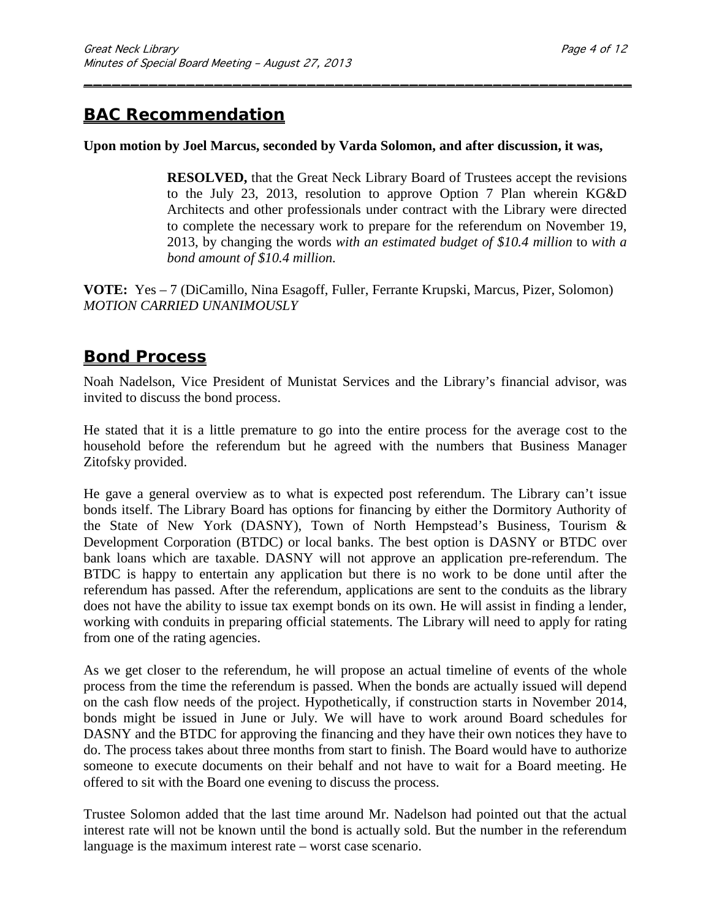## BAC Recommendation

**Upon motion by Joel Marcus, seconded by Varda Solomon, and after discussion, it was,**

> **RESOLVED,** that the Great Neck Library Board of Trustees accept the revisions to the July 23, 2013, resolution to approve Option 7 Plan wherein KG&D Architects and other professionals under contract with the Library were directed to complete the necessary work to prepare for the referendum on November 19, 2013, by changing the words *with an estimated budget of $10.4 million* to *with a bond amount of $10.4 million.*

**VOTE:** Yes – 7 (DiCamillo, Nina Esagoff, Fuller, Ferrante Krupski, Marcus, Pizer, Solomon)
*MOTION CARRIED UNANIMOUSLY*

## Bond Process

Noah Nadelson, Vice President of Munistat Services and the Library's financial advisor, was invited to discuss the bond process.

He stated that it is a little premature to go into the entire process for the average cost to the household before the referendum but he agreed with the numbers that Business Manager Zitofsky provided.

He gave a general overview as to what is expected post referendum. The Library can't issue bonds itself. The Library Board has options for financing by either the Dormitory Authority of the State of New York (DASNY), Town of North Hempstead's Business, Tourism & Development Corporation (BTDC) or local banks. The best option is DASNY or BTDC over bank loans which are taxable. DASNY will not approve an application pre-referendum. The BTDC is happy to entertain any application but there is no work to be done until after the referendum has passed. After the referendum, applications are sent to the conduits as the library does not have the ability to issue tax exempt bonds on its own. He will assist in finding a lender, working with conduits in preparing official statements. The Library will need to apply for rating from one of the rating agencies.

As we get closer to the referendum, he will propose an actual timeline of events of the whole process from the time the referendum is passed. When the bonds are actually issued will depend on the cash flow needs of the project. Hypothetically, if construction starts in November 2014, bonds might be issued in June or July. We will have to work around Board schedules for DASNY and the BTDC for approving the financing and they have their own notices they have to do. The process takes about three months from start to finish. The Board would have to authorize someone to execute documents on their behalf and not have to wait for a Board meeting. He offered to sit with the Board one evening to discuss the process.

Trustee Solomon added that the last time around Mr. Nadelson had pointed out that the actual interest rate will not be known until the bond is actually sold. But the number in the referendum language is the maximum interest rate – worst case scenario.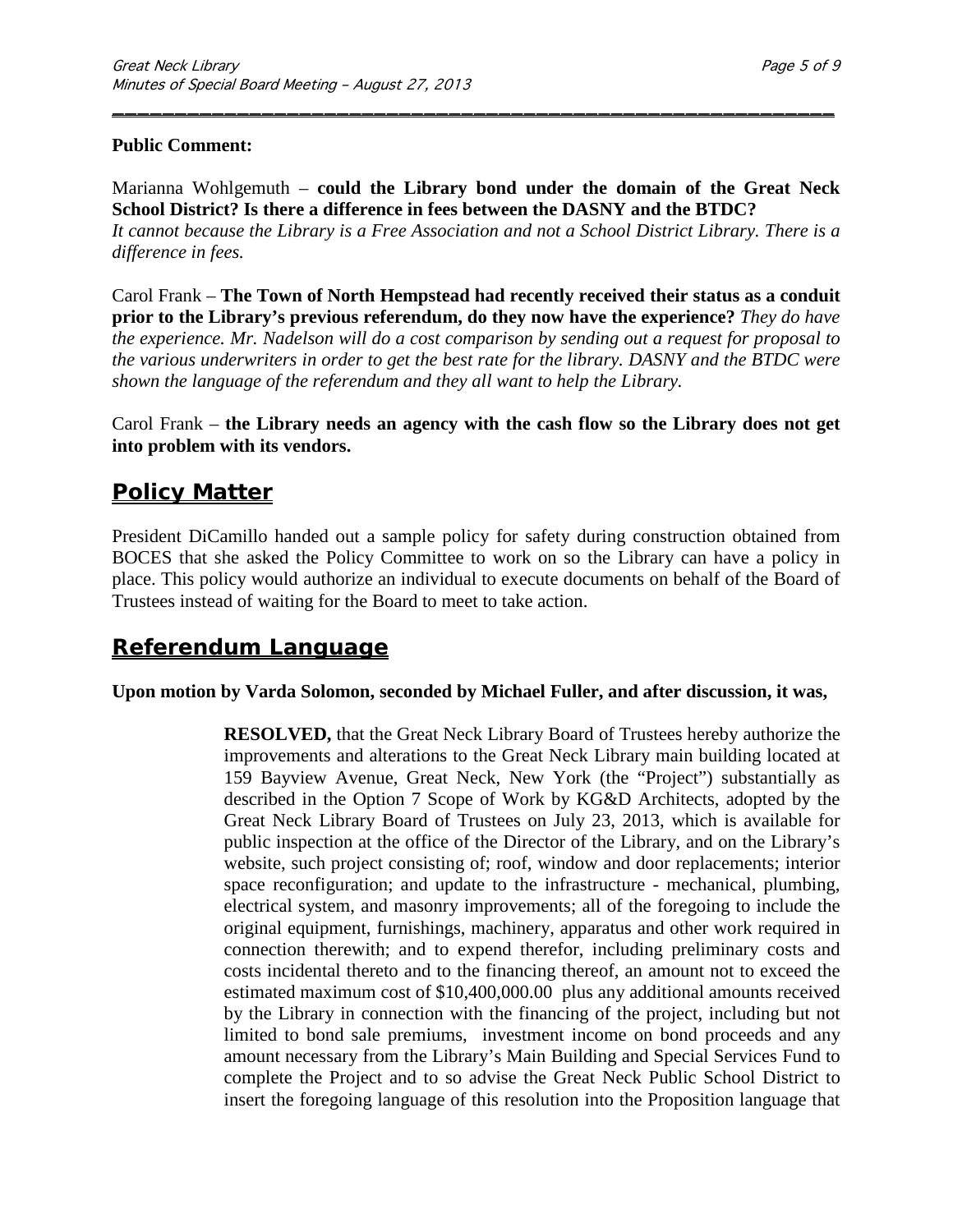**Public Comment:**

Marianna Wohlgemuth – **could the Library bond under the domain of the Great Neck School District? Is there a difference in fees between the DASNY and the BTDC?** *It cannot because the Library is a Free Association and not a School District Library. There is a difference in fees.*

Carol Frank – **The Town of North Hempstead had recently received their status as a conduit prior to the Library's previous referendum, do they now have the experience?** *They do have the experience. Mr. Nadelson will do a cost comparison by sending out a request for proposal to the various underwriters in order to get the best rate for the library. DASNY and the BTDC were shown the language of the referendum and they all want to help the Library.*

Carol Frank – **the Library needs an agency with the cash flow so the Library does not get into problem with its vendors.**

## Policy Matter

President DiCamillo handed out a sample policy for safety during construction obtained from BOCES that she asked the Policy Committee to work on so the Library can have a policy in place. This policy would authorize an individual to execute documents on behalf of the Board of Trustees instead of waiting for the Board to meet to take action.

## Referendum Language

**Upon motion by Varda Solomon, seconded by Michael Fuller, and after discussion, it was,**

> **RESOLVED,** that the Great Neck Library Board of Trustees hereby authorize the improvements and alterations to the Great Neck Library main building located at 159 Bayview Avenue, Great Neck, New York (the "Project") substantially as described in the Option 7 Scope of Work by KG&D Architects, adopted by the Great Neck Library Board of Trustees on July 23, 2013, which is available for public inspection at the office of the Director of the Library, and on the Library's website, such project consisting of; roof, window and door replacements; interior space reconfiguration; and update to the infrastructure - mechanical, plumbing, electrical system, and masonry improvements; all of the foregoing to include the original equipment, furnishings, machinery, apparatus and other work required in connection therewith; and to expend therefor, including preliminary costs and costs incidental thereto and to the financing thereof, an amount not to exceed the estimated maximum cost of $10,400,000.00 plus any additional amounts received by the Library in connection with the financing of the project, including but not limited to bond sale premiums, investment income on bond proceeds and any amount necessary from the Library's Main Building and Special Services Fund to complete the Project and to so advise the Great Neck Public School District to insert the foregoing language of this resolution into the Proposition language that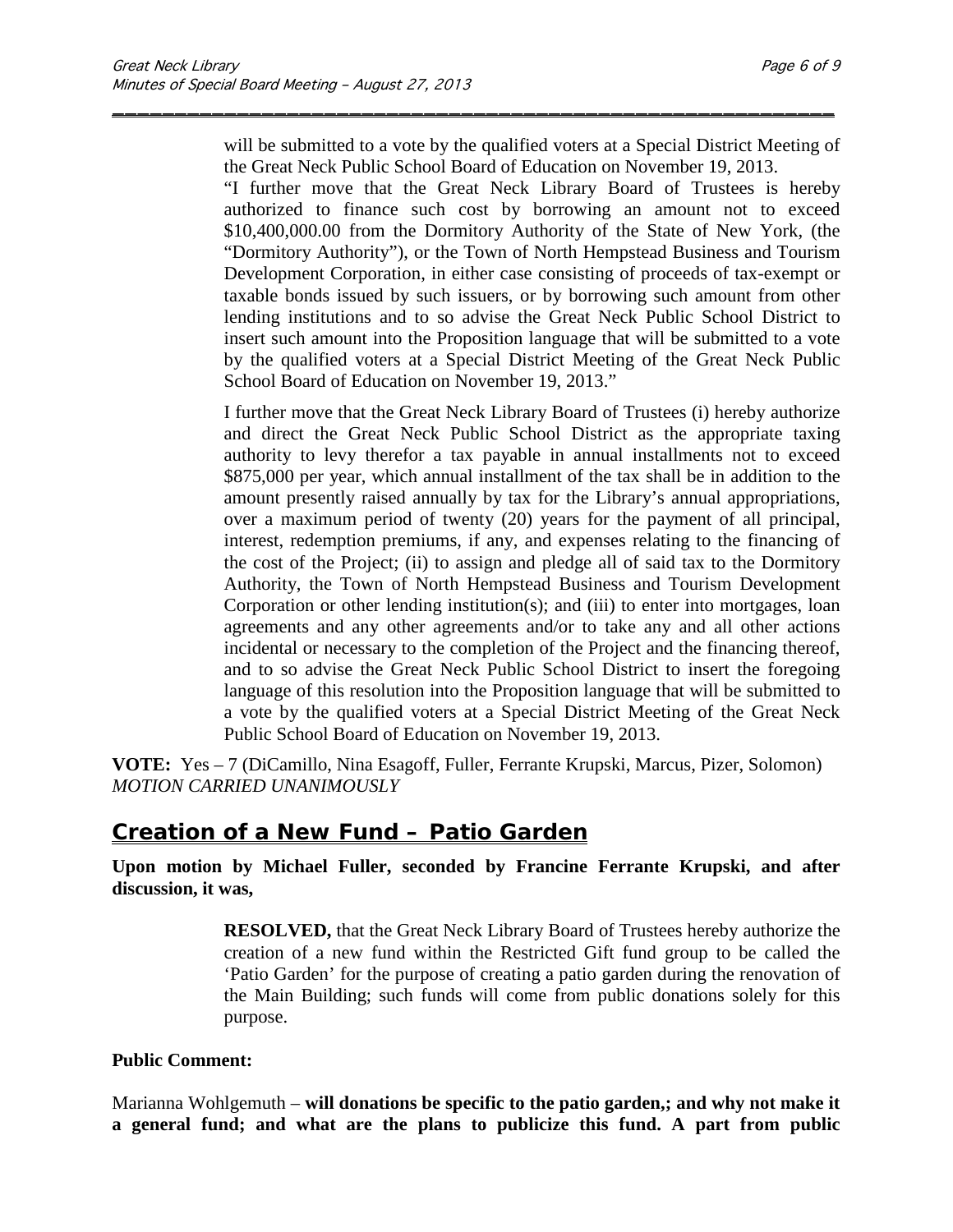will be submitted to a vote by the qualified voters at a Special District Meeting of the Great Neck Public School Board of Education on November 19, 2013.

"I further move that the Great Neck Library Board of Trustees is hereby authorized to finance such cost by borrowing an amount not to exceed $10,400,000.00 from the Dormitory Authority of the State of New York, (the "Dormitory Authority"), or the Town of North Hempstead Business and Tourism Development Corporation, in either case consisting of proceeds of tax-exempt or taxable bonds issued by such issuers, or by borrowing such amount from other lending institutions and to so advise the Great Neck Public School District to insert such amount into the Proposition language that will be submitted to a vote by the qualified voters at a Special District Meeting of the Great Neck Public School Board of Education on November 19, 2013."

I further move that the Great Neck Library Board of Trustees (i) hereby authorize and direct the Great Neck Public School District as the appropriate taxing authority to levy therefor a tax payable in annual installments not to exceed $875,000 per year, which annual installment of the tax shall be in addition to the amount presently raised annually by tax for the Library's annual appropriations, over a maximum period of twenty (20) years for the payment of all principal, interest, redemption premiums, if any, and expenses relating to the financing of the cost of the Project; (ii) to assign and pledge all of said tax to the Dormitory Authority, the Town of North Hempstead Business and Tourism Development Corporation or other lending institution(s); and (iii) to enter into mortgages, loan agreements and any other agreements and/or to take any and all other actions incidental or necessary to the completion of the Project and the financing thereof, and to so advise the Great Neck Public School District to insert the foregoing language of this resolution into the Proposition language that will be submitted to a vote by the qualified voters at a Special District Meeting of the Great Neck Public School Board of Education on November 19, 2013.

**VOTE:** Yes – 7 (DiCamillo, Nina Esagoff, Fuller, Ferrante Krupski, Marcus, Pizer, Solomon)
*MOTION CARRIED UNANIMOUSLY*

## Creation of a New Fund – Patio Garden

**Upon motion by Michael Fuller, seconded by Francine Ferrante Krupski, and after discussion, it was,**

> **RESOLVED,** that the Great Neck Library Board of Trustees hereby authorize the creation of a new fund within the Restricted Gift fund group to be called the 'Patio Garden' for the purpose of creating a patio garden during the renovation of the Main Building; such funds will come from public donations solely for this purpose.

**Public Comment:**

Marianna Wohlgemuth – **will donations be specific to the patio garden,; and why not make it a general fund; and what are the plans to publicize this fund. A part from public**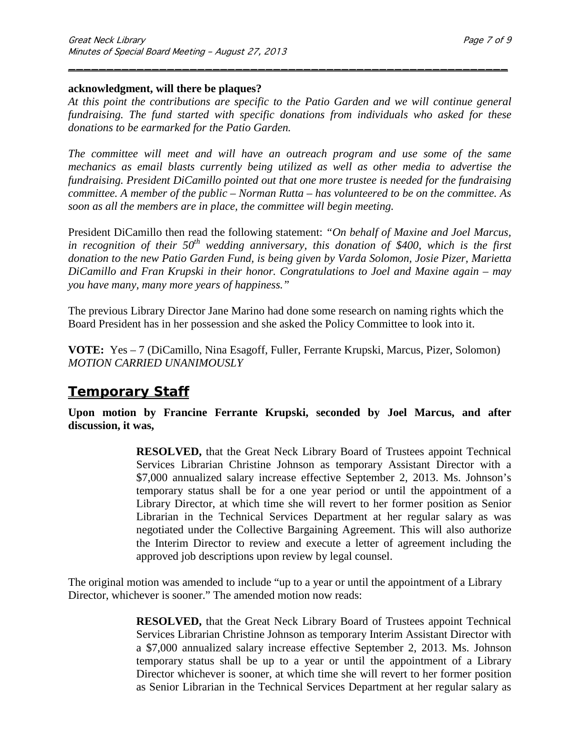**acknowledgment, will there be plaques?**

*At this point the contributions are specific to the Patio Garden and we will continue general fundraising. The fund started with specific donations from individuals who asked for these donations to be earmarked for the Patio Garden.*

*The committee will meet and will have an outreach program and use some of the same mechanics as email blasts currently being utilized as well as other media to advertise the fundraising. President DiCamillo pointed out that one more trustee is needed for the fundraising committee. A member of the public – Norman Rutta – has volunteered to be on the committee. As soon as all the members are in place, the committee will begin meeting.*

President DiCamillo then read the following statement: *"On behalf of Maxine and Joel Marcus, in recognition of their 50th wedding anniversary, this donation of $400, which is the first donation to the new Patio Garden Fund, is being given by Varda Solomon, Josie Pizer, Marietta DiCamillo and Fran Krupski in their honor. Congratulations to Joel and Maxine again – may you have many, many more years of happiness."*

The previous Library Director Jane Marino had done some research on naming rights which the Board President has in her possession and she asked the Policy Committee to look into it.

**VOTE:** Yes – 7 (DiCamillo, Nina Esagoff, Fuller, Ferrante Krupski, Marcus, Pizer, Solomon)
*MOTION CARRIED UNANIMOUSLY*

## Temporary Staff

**Upon motion by Francine Ferrante Krupski, seconded by Joel Marcus, and after discussion, it was,**

> **RESOLVED,** that the Great Neck Library Board of Trustees appoint Technical Services Librarian Christine Johnson as temporary Assistant Director with a $7,000 annualized salary increase effective September 2, 2013. Ms. Johnson's temporary status shall be for a one year period or until the appointment of a Library Director, at which time she will revert to her former position as Senior Librarian in the Technical Services Department at her regular salary as was negotiated under the Collective Bargaining Agreement. This will also authorize the Interim Director to review and execute a letter of agreement including the approved job descriptions upon review by legal counsel.

The original motion was amended to include "up to a year or until the appointment of a Library Director, whichever is sooner." The amended motion now reads:

> **RESOLVED,** that the Great Neck Library Board of Trustees appoint Technical Services Librarian Christine Johnson as temporary Interim Assistant Director with a $7,000 annualized salary increase effective September 2, 2013. Ms. Johnson temporary status shall be up to a year or until the appointment of a Library Director whichever is sooner, at which time she will revert to her former position as Senior Librarian in the Technical Services Department at her regular salary as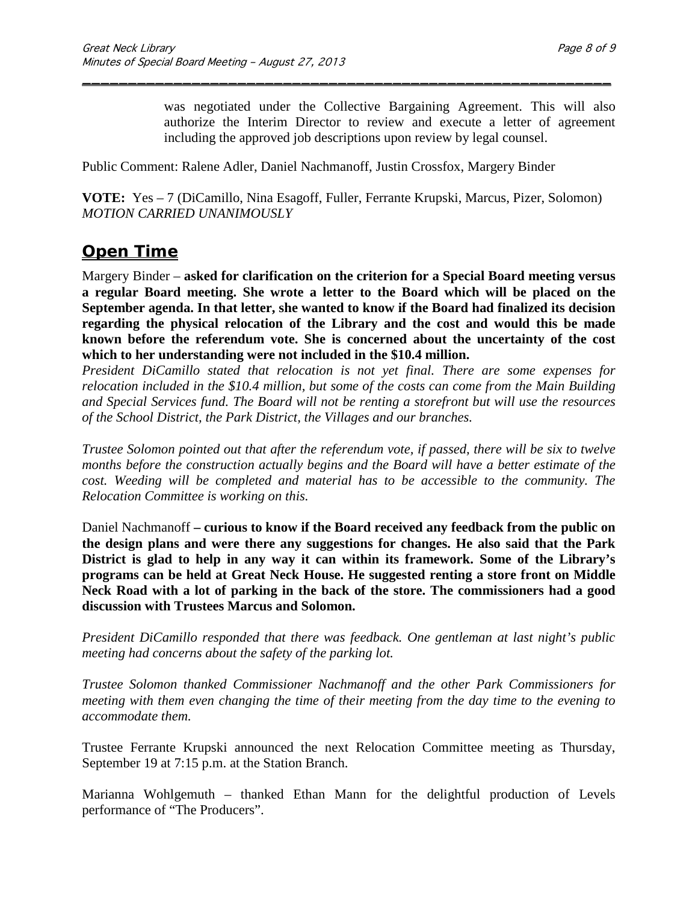was negotiated under the Collective Bargaining Agreement. This will also authorize the Interim Director to review and execute a letter of agreement including the approved job descriptions upon review by legal counsel.

Public Comment: Ralene Adler, Daniel Nachmanoff, Justin Crossfox, Margery Binder

**VOTE:** Yes – 7 (DiCamillo, Nina Esagoff, Fuller, Ferrante Krupski, Marcus, Pizer, Solomon) *MOTION CARRIED UNANIMOUSLY*

## Open Time

Margery Binder – **asked for clarification on the criterion for a Special Board meeting versus a regular Board meeting. She wrote a letter to the Board which will be placed on the September agenda. In that letter, she wanted to know if the Board had finalized its decision regarding the physical relocation of the Library and the cost and would this be made known before the referendum vote. She is concerned about the uncertainty of the cost which to her understanding were not included in the $10.4 million.**

*President DiCamillo stated that relocation is not yet final. There are some expenses for relocation included in the $10.4 million, but some of the costs can come from the Main Building and Special Services fund. The Board will not be renting a storefront but will use the resources of the School District, the Park District, the Villages and our branches.*

*Trustee Solomon pointed out that after the referendum vote, if passed, there will be six to twelve months before the construction actually begins and the Board will have a better estimate of the cost. Weeding will be completed and material has to be accessible to the community. The Relocation Committee is working on this.*

Daniel Nachmanoff **– curious to know if the Board received any feedback from the public on the design plans and were there any suggestions for changes. He also said that the Park District is glad to help in any way it can within its framework. Some of the Library's programs can be held at Great Neck House. He suggested renting a store front on Middle Neck Road with a lot of parking in the back of the store. The commissioners had a good discussion with Trustees Marcus and Solomon.**

*President DiCamillo responded that there was feedback. One gentleman at last night's public meeting had concerns about the safety of the parking lot.*

*Trustee Solomon thanked Commissioner Nachmanoff and the other Park Commissioners for meeting with them even changing the time of their meeting from the day time to the evening to accommodate them.*

Trustee Ferrante Krupski announced the next Relocation Committee meeting as Thursday, September 19 at 7:15 p.m. at the Station Branch.

Marianna Wohlgemuth – thanked Ethan Mann for the delightful production of Levels performance of "The Producers".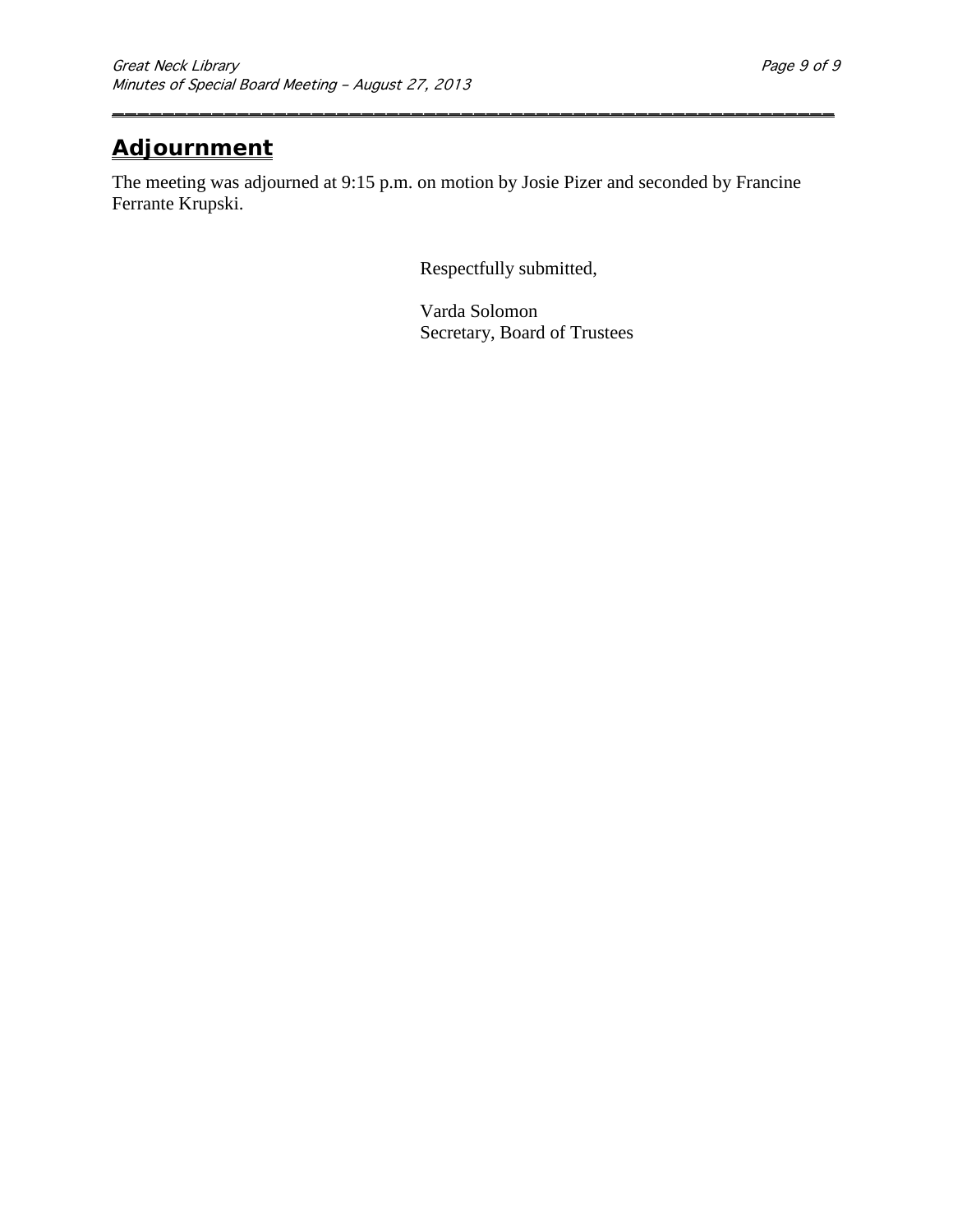## Adjournment

The meeting was adjourned at 9:15 p.m. on motion by Josie Pizer and seconded by Francine Ferrante Krupski.

Respectfully submitted,

Varda Solomon
Secretary, Board of Trustees